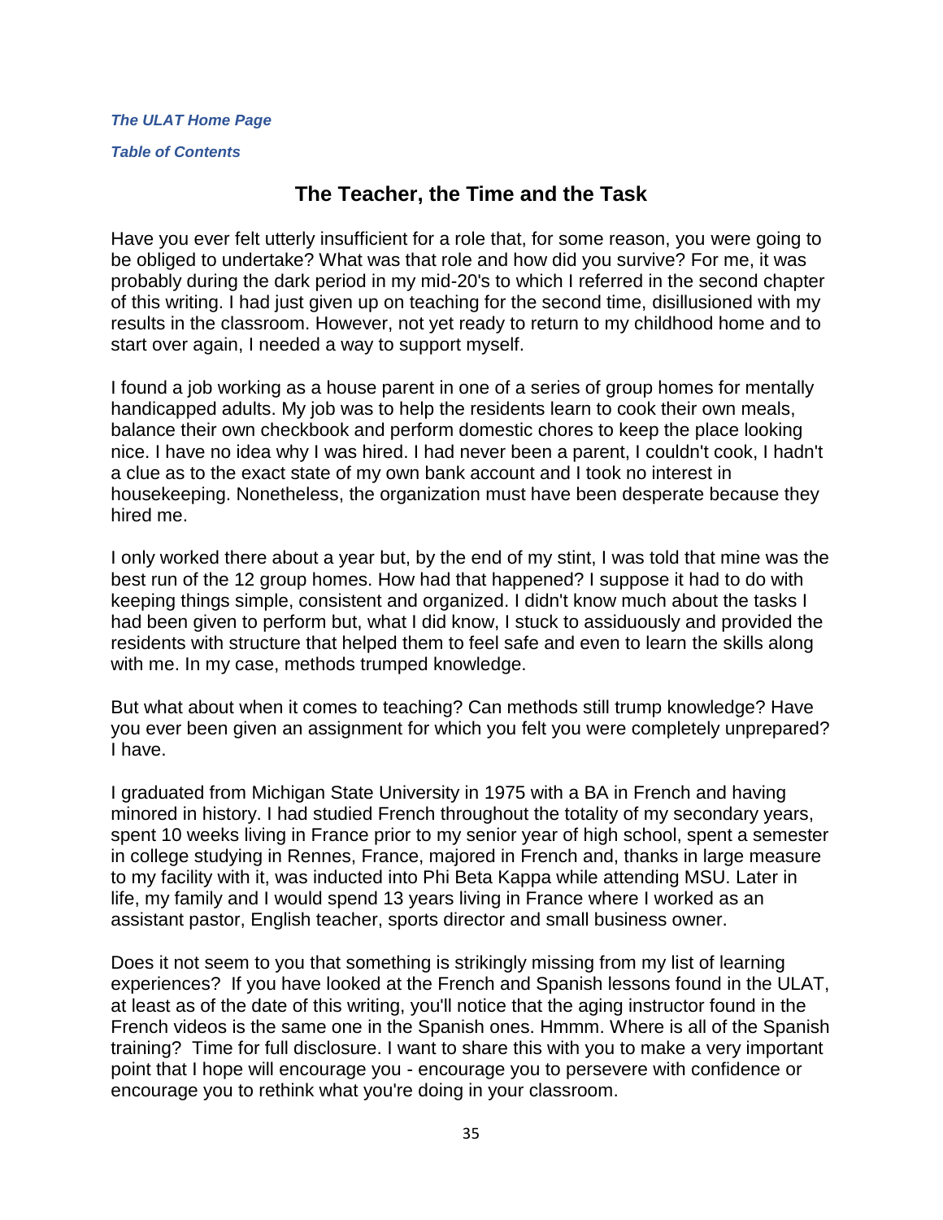***The ULAT Home Page***

***Table of Contents***

## The Teacher, the Time and the Task

Have you ever felt utterly insufficient for a role that, for some reason, you were going to be obliged to undertake? What was that role and how did you survive? For me, it was probably during the dark period in my mid-20's to which I referred in the second chapter of this writing. I had just given up on teaching for the second time, disillusioned with my results in the classroom. However, not yet ready to return to my childhood home and to start over again, I needed a way to support myself.

I found a job working as a house parent in one of a series of group homes for mentally handicapped adults. My job was to help the residents learn to cook their own meals, balance their own checkbook and perform domestic chores to keep the place looking nice. I have no idea why I was hired. I had never been a parent, I couldn't cook, I hadn't a clue as to the exact state of my own bank account and I took no interest in housekeeping. Nonetheless, the organization must have been desperate because they hired me.

I only worked there about a year but, by the end of my stint, I was told that mine was the best run of the 12 group homes. How had that happened? I suppose it had to do with keeping things simple, consistent and organized. I didn't know much about the tasks I had been given to perform but, what I did know, I stuck to assiduously and provided the residents with structure that helped them to feel safe and even to learn the skills along with me. In my case, methods trumped knowledge.

But what about when it comes to teaching? Can methods still trump knowledge? Have you ever been given an assignment for which you felt you were completely unprepared? I have.

I graduated from Michigan State University in 1975 with a BA in French and having minored in history. I had studied French throughout the totality of my secondary years, spent 10 weeks living in France prior to my senior year of high school, spent a semester in college studying in Rennes, France, majored in French and, thanks in large measure to my facility with it, was inducted into Phi Beta Kappa while attending MSU. Later in life, my family and I would spend 13 years living in France where I worked as an assistant pastor, English teacher, sports director and small business owner.

Does it not seem to you that something is strikingly missing from my list of learning experiences? If you have looked at the French and Spanish lessons found in the ULAT, at least as of the date of this writing, you'll notice that the aging instructor found in the French videos is the same one in the Spanish ones. Hmmm. Where is all of the Spanish training? Time for full disclosure. I want to share this with you to make a very important point that I hope will encourage you - encourage you to persevere with confidence or encourage you to rethink what you're doing in your classroom.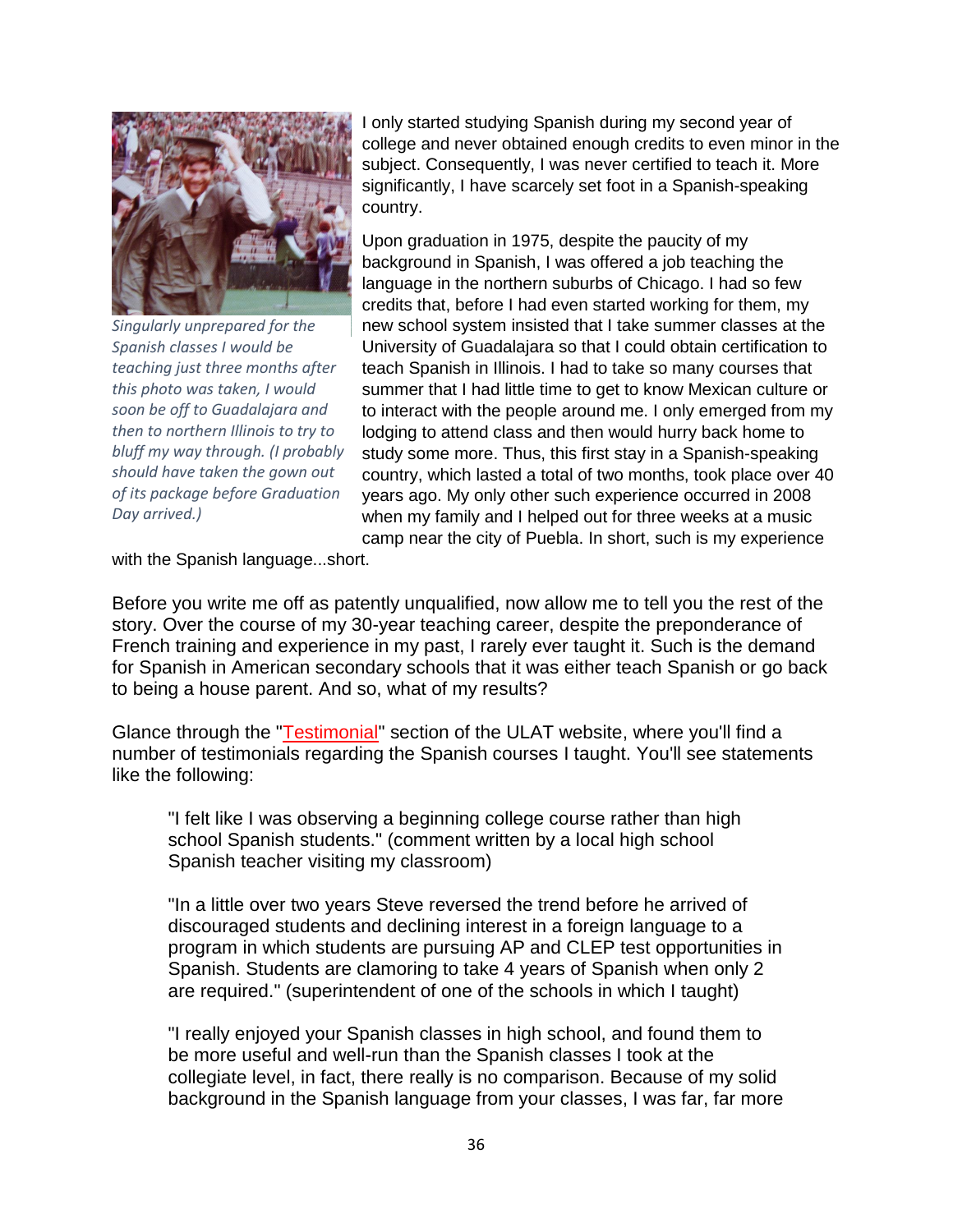*Singularly unprepared for the Spanish classes I would be teaching just three months after this photo was taken, I would soon be off to Guadalajara and then to northern Illinois to try to bluff my way through. (I probably should have taken the gown out of its package before Graduation Day arrived.)*

I only started studying Spanish during my second year of college and never obtained enough credits to even minor in the subject. Consequently, I was never certified to teach it. More significantly, I have scarcely set foot in a Spanish-speaking country.

Upon graduation in 1975, despite the paucity of my background in Spanish, I was offered a job teaching the language in the northern suburbs of Chicago. I had so few credits that, before I had even started working for them, my new school system insisted that I take summer classes at the University of Guadalajara so that I could obtain certification to teach Spanish in Illinois. I had to take so many courses that summer that I had little time to get to know Mexican culture or to interact with the people around me. I only emerged from my lodging to attend class and then would hurry back home to study some more. Thus, this first stay in a Spanish-speaking country, which lasted a total of two months, took place over 40 years ago. My only other such experience occurred in 2008 when my family and I helped out for three weeks at a music camp near the city of Puebla. In short, such is my experience with the Spanish language...short.

Before you write me off as patently unqualified, now allow me to tell you the rest of the story. Over the course of my 30-year teaching career, despite the preponderance of French training and experience in my past, I rarely ever taught it. Such is the demand for Spanish in American secondary schools that it was either teach Spanish or go back to being a house parent. And so, what of my results?

Glance through the "Testimonial" section of the ULAT website, where you'll find a number of testimonials regarding the Spanish courses I taught. You'll see statements like the following:

> "I felt like I was observing a beginning college course rather than high school Spanish students." (comment written by a local high school Spanish teacher visiting my classroom)

> "In a little over two years Steve reversed the trend before he arrived of discouraged students and declining interest in a foreign language to a program in which students are pursuing AP and CLEP test opportunities in Spanish. Students are clamoring to take 4 years of Spanish when only 2 are required." (superintendent of one of the schools in which I taught)

> "I really enjoyed your Spanish classes in high school, and found them to be more useful and well-run than the Spanish classes I took at the collegiate level, in fact, there really is no comparison. Because of my solid background in the Spanish language from your classes, I was far, far more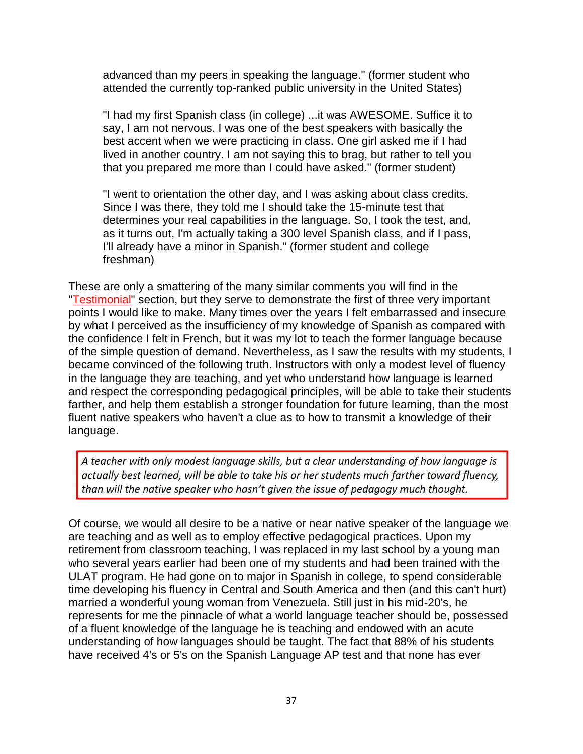> advanced than my peers in speaking the language." (former student who attended the currently top-ranked public university in the United States)
>
> "I had my first Spanish class (in college) ...it was AWESOME. Suffice it to say, I am not nervous. I was one of the best speakers with basically the best accent when we were practicing in class. One girl asked me if I had lived in another country. I am not saying this to brag, but rather to tell you that you prepared me more than I could have asked." (former student)
>
> "I went to orientation the other day, and I was asking about class credits. Since I was there, they told me I should take the 15-minute test that determines your real capabilities in the language. So, I took the test, and, as it turns out, I'm actually taking a 300 level Spanish class, and if I pass, I'll already have a minor in Spanish." (former student and college freshman)

These are only a smattering of the many similar comments you will find in the "Testimonial" section, but they serve to demonstrate the first of three very important points I would like to make. Many times over the years I felt embarrassed and insecure by what I perceived as the insufficiency of my knowledge of Spanish as compared with the confidence I felt in French, but it was my lot to teach the former language because of the simple question of demand. Nevertheless, as I saw the results with my students, I became convinced of the following truth. Instructors with only a modest level of fluency in the language they are teaching, and yet who understand how language is learned and respect the corresponding pedagogical principles, will be able to take their students farther, and help them establish a stronger foundation for future learning, than the most fluent native speakers who haven't a clue as to how to transmit a knowledge of their language.

> *A teacher with only modest language skills, but a clear understanding of how language is actually best learned, will be able to take his or her students much farther toward fluency, than will the native speaker who hasn't given the issue of pedagogy much thought.*

Of course, we would all desire to be a native or near native speaker of the language we are teaching and as well as to employ effective pedagogical practices. Upon my retirement from classroom teaching, I was replaced in my last school by a young man who several years earlier had been one of my students and had been trained with the ULAT program. He had gone on to major in Spanish in college, to spend considerable time developing his fluency in Central and South America and then (and this can't hurt) married a wonderful young woman from Venezuela. Still just in his mid-20's, he represents for me the pinnacle of what a world language teacher should be, possessed of a fluent knowledge of the language he is teaching and endowed with an acute understanding of how languages should be taught. The fact that 88% of his students have received 4's or 5's on the Spanish Language AP test and that none has ever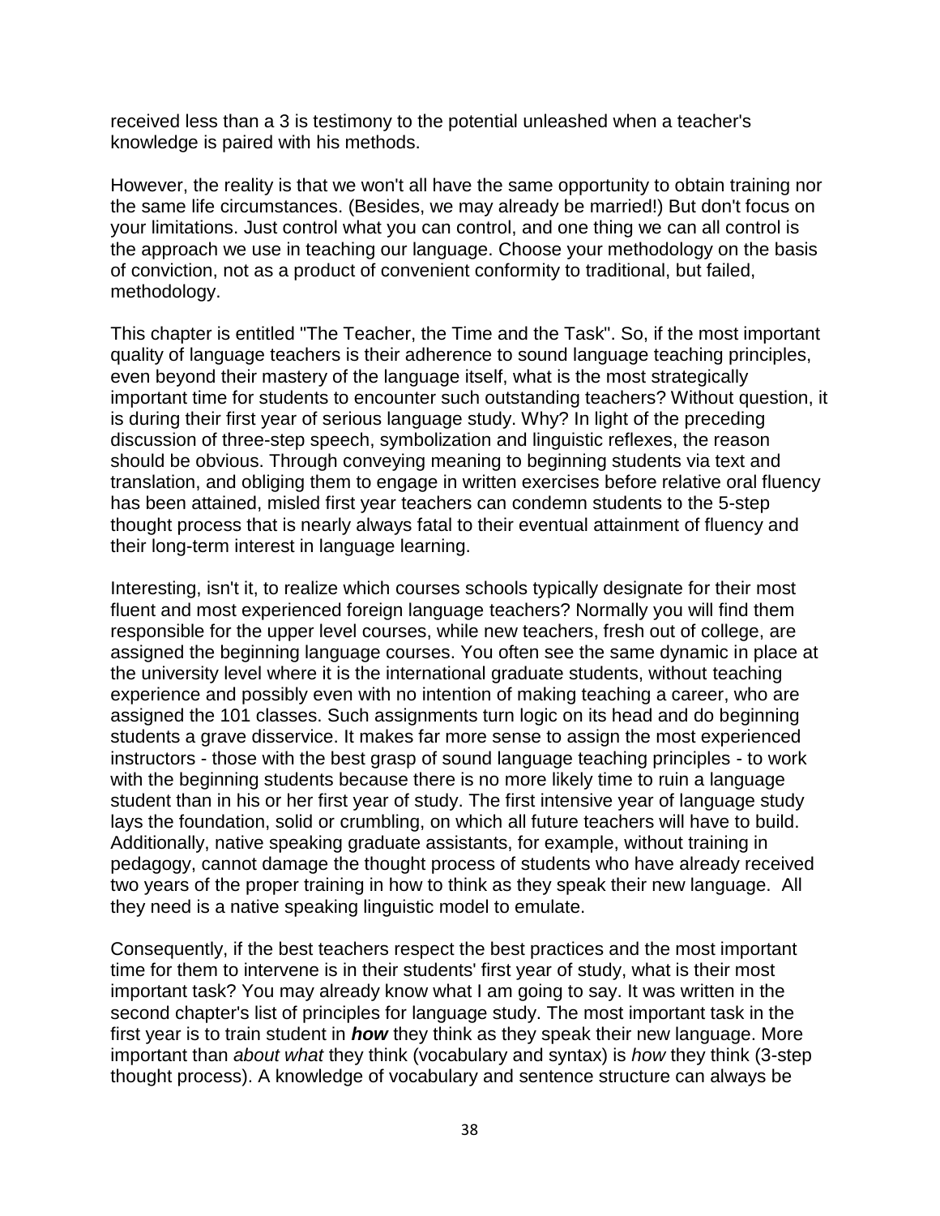received less than a 3 is testimony to the potential unleashed when a teacher's knowledge is paired with his methods.

However, the reality is that we won't all have the same opportunity to obtain training nor the same life circumstances. (Besides, we may already be married!) But don't focus on your limitations. Just control what you can control, and one thing we can all control is the approach we use in teaching our language. Choose your methodology on the basis of conviction, not as a product of convenient conformity to traditional, but failed, methodology.

This chapter is entitled "The Teacher, the Time and the Task". So, if the most important quality of language teachers is their adherence to sound language teaching principles, even beyond their mastery of the language itself, what is the most strategically important time for students to encounter such outstanding teachers? Without question, it is during their first year of serious language study. Why? In light of the preceding discussion of three-step speech, symbolization and linguistic reflexes, the reason should be obvious. Through conveying meaning to beginning students via text and translation, and obliging them to engage in written exercises before relative oral fluency has been attained, misled first year teachers can condemn students to the 5-step thought process that is nearly always fatal to their eventual attainment of fluency and their long-term interest in language learning.

Interesting, isn't it, to realize which courses schools typically designate for their most fluent and most experienced foreign language teachers? Normally you will find them responsible for the upper level courses, while new teachers, fresh out of college, are assigned the beginning language courses. You often see the same dynamic in place at the university level where it is the international graduate students, without teaching experience and possibly even with no intention of making teaching a career, who are assigned the 101 classes. Such assignments turn logic on its head and do beginning students a grave disservice. It makes far more sense to assign the most experienced instructors - those with the best grasp of sound language teaching principles - to work with the beginning students because there is no more likely time to ruin a language student than in his or her first year of study. The first intensive year of language study lays the foundation, solid or crumbling, on which all future teachers will have to build. Additionally, native speaking graduate assistants, for example, without training in pedagogy, cannot damage the thought process of students who have already received two years of the proper training in how to think as they speak their new language. All they need is a native speaking linguistic model to emulate.

Consequently, if the best teachers respect the best practices and the most important time for them to intervene is in their students' first year of study, what is their most important task? You may already know what I am going to say. It was written in the second chapter's list of principles for language study. The most important task in the first year is to train student in ***how*** they think as they speak their new language. More important than *about what* they think (vocabulary and syntax) is *how* they think (3-step thought process). A knowledge of vocabulary and sentence structure can always be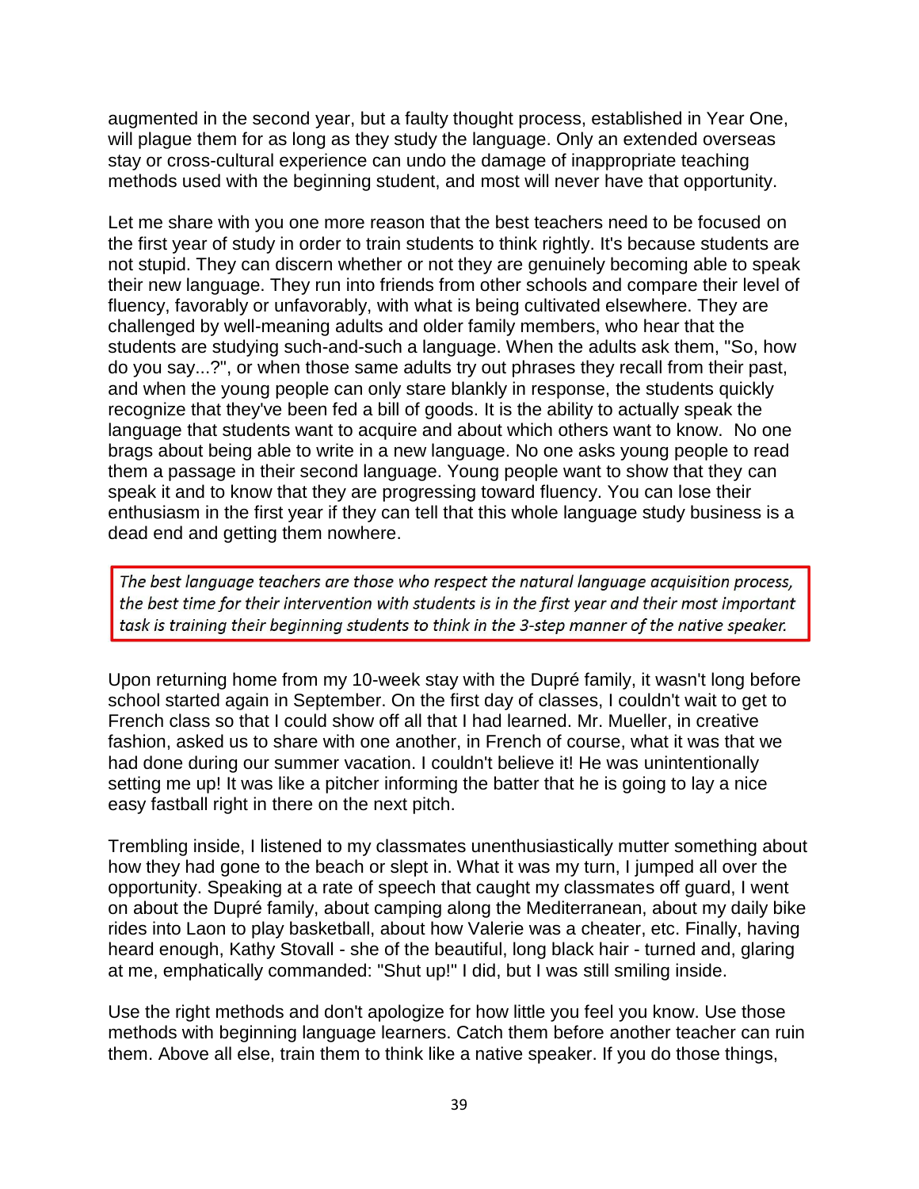augmented in the second year, but a faulty thought process, established in Year One, will plague them for as long as they study the language. Only an extended overseas stay or cross-cultural experience can undo the damage of inappropriate teaching methods used with the beginning student, and most will never have that opportunity.

Let me share with you one more reason that the best teachers need to be focused on the first year of study in order to train students to think rightly. It's because students are not stupid. They can discern whether or not they are genuinely becoming able to speak their new language. They run into friends from other schools and compare their level of fluency, favorably or unfavorably, with what is being cultivated elsewhere. They are challenged by well-meaning adults and older family members, who hear that the students are studying such-and-such a language. When the adults ask them, "So, how do you say...?", or when those same adults try out phrases they recall from their past, and when the young people can only stare blankly in response, the students quickly recognize that they've been fed a bill of goods. It is the ability to actually speak the language that students want to acquire and about which others want to know. No one brags about being able to write in a new language. No one asks young people to read them a passage in their second language. Young people want to show that they can speak it and to know that they are progressing toward fluency. You can lose their enthusiasm in the first year if they can tell that this whole language study business is a dead end and getting them nowhere.

> *The best language teachers are those who respect the natural language acquisition process, the best time for their intervention with students is in the first year and their most important task is training their beginning students to think in the 3-step manner of the native speaker.*

Upon returning home from my 10-week stay with the Dupré family, it wasn't long before school started again in September. On the first day of classes, I couldn't wait to get to French class so that I could show off all that I had learned. Mr. Mueller, in creative fashion, asked us to share with one another, in French of course, what it was that we had done during our summer vacation. I couldn't believe it! He was unintentionally setting me up! It was like a pitcher informing the batter that he is going to lay a nice easy fastball right in there on the next pitch.

Trembling inside, I listened to my classmates unenthusiastically mutter something about how they had gone to the beach or slept in. What it was my turn, I jumped all over the opportunity. Speaking at a rate of speech that caught my classmates off guard, I went on about the Dupré family, about camping along the Mediterranean, about my daily bike rides into Laon to play basketball, about how Valerie was a cheater, etc. Finally, having heard enough, Kathy Stovall - she of the beautiful, long black hair - turned and, glaring at me, emphatically commanded: "Shut up!" I did, but I was still smiling inside.

Use the right methods and don't apologize for how little you feel you know. Use those methods with beginning language learners. Catch them before another teacher can ruin them. Above all else, train them to think like a native speaker. If you do those things,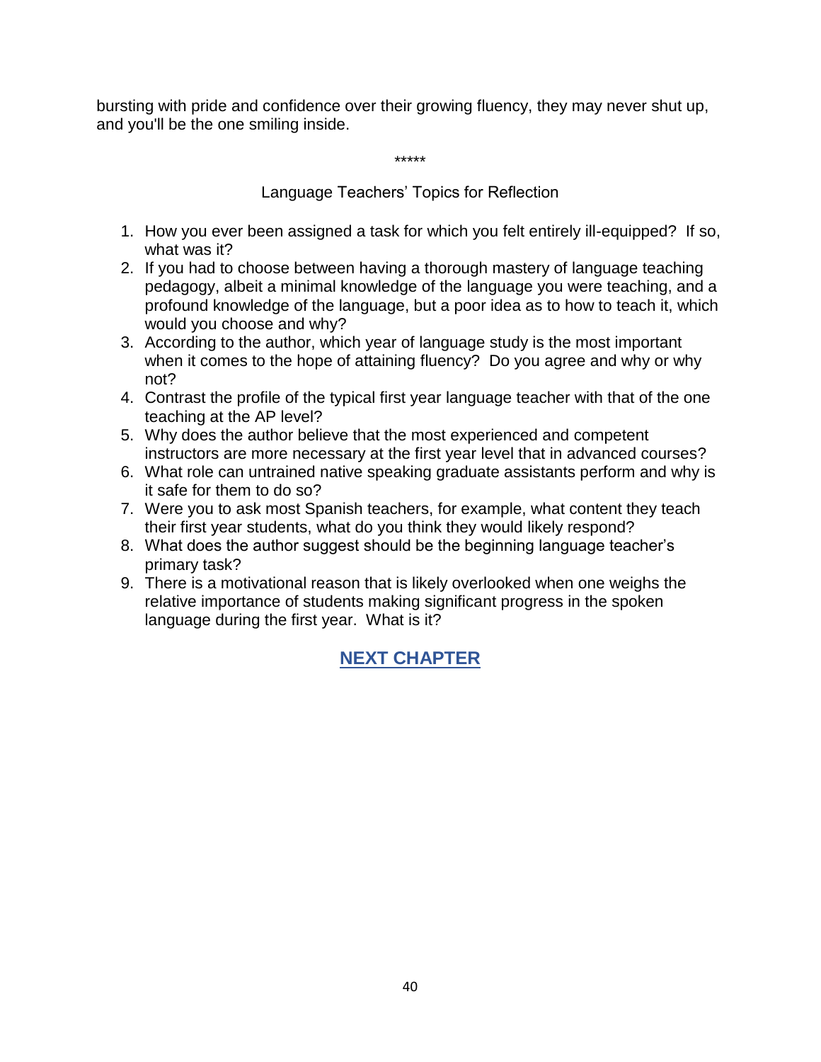bursting with pride and confidence over their growing fluency, they may never shut up, and you'll be the one smiling inside.

*****

Language Teachers' Topics for Reflection

1. How you ever been assigned a task for which you felt entirely ill-equipped? If so, what was it?
2. If you had to choose between having a thorough mastery of language teaching pedagogy, albeit a minimal knowledge of the language you were teaching, and a profound knowledge of the language, but a poor idea as to how to teach it, which would you choose and why?
3. According to the author, which year of language study is the most important when it comes to the hope of attaining fluency? Do you agree and why or why not?
4. Contrast the profile of the typical first year language teacher with that of the one teaching at the AP level?
5. Why does the author believe that the most experienced and competent instructors are more necessary at the first year level that in advanced courses?
6. What role can untrained native speaking graduate assistants perform and why is it safe for them to do so?
7. Were you to ask most Spanish teachers, for example, what content they teach their first year students, what do you think they would likely respond?
8. What does the author suggest should be the beginning language teacher's primary task?
9. There is a motivational reason that is likely overlooked when one weighs the relative importance of students making significant progress in the spoken language during the first year. What is it?

**NEXT CHAPTER**